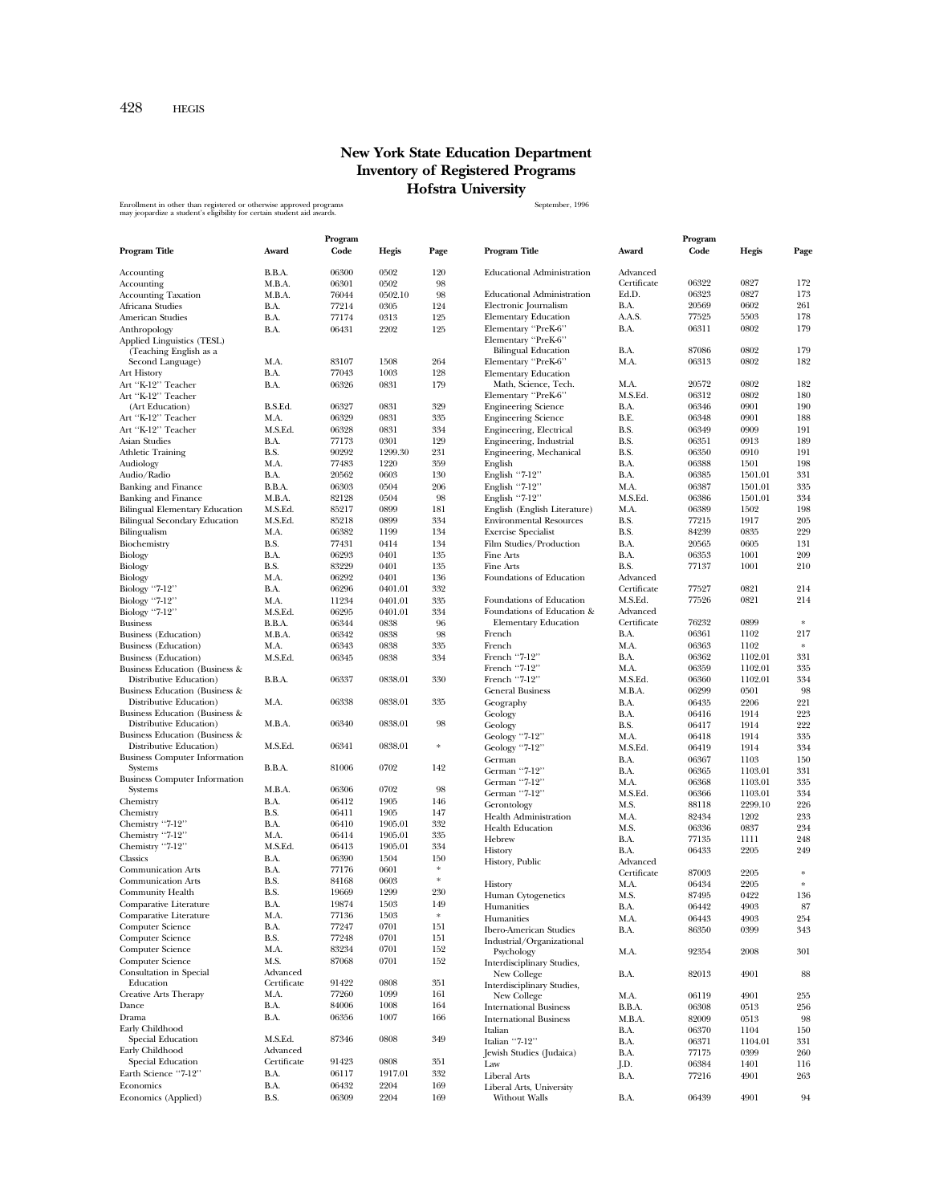# New York State Education Department
# Inventory of Registered Programs
# Hofstra University

Enrollment in other than registered or otherwise approved programs may jeopardize a student's eligibility for certain student aid awards.

September, 1996

| Program Title | Award | Program Code | Hegis | Page |
|---|---|---|---|---|
| Accounting | B.B.A. | 06300 | 0502 | 120 |
| Accounting | M.B.A. | 06301 | 0502 | 98 |
| Accounting Taxation | M.B.A. | 76044 | 0502.10 | 98 |
| Africana Studies | B.A. | 77214 | 0305 | 124 |
| American Studies | B.A. | 77174 | 0313 | 125 |
| Anthropology | B.A. | 06431 | 2202 | 125 |
| Applied Linguistics (TESL) (Teaching English as a Second Language) | M.A. | 83107 | 1508 | 264 |
| Art History | B.A. | 77043 | 1003 | 128 |
| Art "K-12" Teacher | B.A. | 06326 | 0831 | 179 |
| Art "K-12" Teacher (Art Education) | B.S.Ed. | 06327 | 0831 | 329 |
| Art "K-12" Teacher | M.A. | 06329 | 0831 | 335 |
| Art "K-12" Teacher | M.S.Ed. | 06328 | 0831 | 334 |
| Asian Studies | B.A. | 77173 | 0301 | 129 |
| Athletic Training | B.S. | 90292 | 1299.30 | 231 |
| Audiology | M.A. | 77483 | 1220 | 359 |
| Audio/Radio | B.A. | 20562 | 0603 | 130 |
| Banking and Finance | B.B.A. | 06303 | 0504 | 206 |
| Banking and Finance | M.B.A. | 82128 | 0504 | 98 |
| Bilingual Elementary Education | M.S.Ed. | 85217 | 0899 | 181 |
| Bilingual Secondary Education | M.S.Ed. | 85218 | 0899 | 334 |
| Bilingualism | M.A. | 06382 | 1199 | 134 |
| Biochemistry | B.S. | 77431 | 0414 | 134 |
| Biology | B.A. | 06293 | 0401 | 135 |
| Biology | B.S. | 83229 | 0401 | 135 |
| Biology | M.A. | 06292 | 0401 | 136 |
| Biology "7-12" | B.A. | 06296 | 0401.01 | 332 |
| Biology "7-12" | M.A. | 11234 | 0401.01 | 335 |
| Biology "7-12" | M.S.Ed. | 06295 | 0401.01 | 334 |
| Business | B.B.A. | 06344 | 0838 | 96 |
| Business (Education) | M.B.A. | 06342 | 0838 | 98 |
| Business (Education) | M.A. | 06343 | 0838 | 335 |
| Business (Education) | M.S.Ed. | 06345 | 0838 | 334 |
| Business Education (Business & Distributive Education) | B.B.A. | 06337 | 0838.01 | 330 |
| Business Education (Business & Distributive Education) | M.A. | 06338 | 0838.01 | 335 |
| Business Education (Business & Distributive Education) | M.B.A. | 06340 | 0838.01 | 98 |
| Business Education (Business & Distributive Education) | M.S.Ed. | 06341 | 0838.01 | * |
| Business Computer Information Systems | B.B.A. | 81006 | 0702 | 142 |
| Business Computer Information Systems | M.B.A. | 06306 | 0702 | 98 |
| Chemistry | B.A. | 06412 | 1905 | 146 |
| Chemistry | B.S. | 06411 | 1905 | 147 |
| Chemistry "7-12" | B.A. | 06410 | 1905.01 | 332 |
| Chemistry "7-12" | M.A. | 06414 | 1905.01 | 335 |
| Chemistry "7-12" | M.S.Ed. | 06413 | 1905.01 | 334 |
| Classics | B.A. | 06390 | 1504 | 150 |
| Communication Arts | B.A. | 77176 | 0601 | * |
| Communication Arts | B.S. | 84168 | 0603 | * |
| Community Health | B.S. | 19669 | 1299 | 230 |
| Comparative Literature | B.A. | 19874 | 1503 | 149 |
| Comparative Literature | M.A. | 77136 | 1503 | * |
| Computer Science | B.A. | 77247 | 0701 | 151 |
| Computer Science | B.S. | 77248 | 0701 | 151 |
| Computer Science | M.A. | 83234 | 0701 | 152 |
| Computer Science | M.S. | 87068 | 0701 | 152 |
| Consultation in Special Education | Advanced Certificate | 91422 | 0808 | 351 |
| Creative Arts Therapy | M.A. | 77260 | 1099 | 161 |
| Dance | B.A. | 84006 | 1008 | 164 |
| Drama | B.A. | 06356 | 1007 | 166 |
| Early Childhood Special Education | M.S.Ed. | 87346 | 0808 | 349 |
| Early Childhood Special Education | Advanced Certificate | 91423 | 0808 | 351 |
| Earth Science "7-12" | B.A. | 06117 | 1917.01 | 332 |
| Economics | B.A. | 06432 | 2204 | 169 |
| Economics (Applied) | B.S. | 06309 | 2204 | 169 |
| Educational Administration | Advanced Certificate | 06322 | 0827 | 172 |
| Educational Administration | Ed.D. | 06323 | 0827 | 173 |
| Electronic Journalism | B.A. | 20569 | 0602 | 261 |
| Elementary Education | A.A.S. | 77525 | 5503 | 178 |
| Elementary "PreK-6" | B.A. | 06311 | 0802 | 179 |
| Elementary "PreK-6" Bilingual Education | B.A. | 87086 | 0802 | 179 |
| Elementary "PreK-6" | M.A. | 06313 | 0802 | 182 |
| Elementary Education Math, Science, Tech. | M.A. | 20572 | 0802 | 182 |
| Elementary "PreK-6" | M.S.Ed. | 06312 | 0802 | 180 |
| Engineering Science | B.A. | 06346 | 0901 | 190 |
| Engineering Science | B.E. | 06348 | 0901 | 188 |
| Engineering, Electrical | B.S. | 06349 | 0909 | 191 |
| Engineering, Industrial | B.S. | 06351 | 0913 | 189 |
| Engineering, Mechanical | B.S. | 06350 | 0910 | 191 |
| English | B.A. | 06388 | 1501 | 198 |
| English "7-12" | B.A. | 06385 | 1501.01 | 331 |
| English "7-12" | M.A. | 06387 | 1501.01 | 335 |
| English "7-12" | M.S.Ed. | 06386 | 1501.01 | 334 |
| English (English Literature) | M.A. | 06389 | 1502 | 198 |
| Environmental Resources | B.S. | 77215 | 1917 | 205 |
| Exercise Specialist | B.S. | 84239 | 0835 | 229 |
| Film Studies/Production | B.A. | 20565 | 0605 | 131 |
| Fine Arts | B.A. | 06353 | 1001 | 209 |
| Fine Arts | B.S. | 77137 | 1001 | 210 |
| Foundations of Education | Advanced Certificate | 77527 | 0821 | 214 |
| Foundations of Education | M.S.Ed. | 77526 | 0821 | 214 |
| Foundations of Education & Elementary Education | Advanced Certificate | 76232 | 0899 | * |
| French | B.A. | 06361 | 1102 | 217 |
| French | M.A. | 06363 | 1102 | * |
| French "7-12" | B.A. | 06362 | 1102.01 | 331 |
| French "7-12" | M.A. | 06359 | 1102.01 | 335 |
| French "7-12" | M.S.Ed. | 06360 | 1102.01 | 334 |
| General Business | M.B.A. | 06299 | 0501 | 98 |
| Geography | B.A. | 06435 | 2206 | 221 |
| Geology | B.A. | 06416 | 1914 | 223 |
| Geology | B.S. | 06417 | 1914 | 222 |
| Geology "7-12" | M.A. | 06418 | 1914 | 335 |
| Geology "7-12" | M.S.Ed. | 06419 | 1914 | 334 |
| German | B.A. | 06367 | 1103 | 150 |
| German "7-12" | B.A. | 06365 | 1103.01 | 331 |
| German "7-12" | M.A. | 06368 | 1103.01 | 335 |
| German "7-12" | M.S.Ed. | 06366 | 1103.01 | 334 |
| Gerontology | M.S. | 88118 | 2299.10 | 226 |
| Health Administration | M.A. | 82434 | 1202 | 233 |
| Health Education | M.S. | 06336 | 0837 | 234 |
| Hebrew | B.A. | 77135 | 1111 | 248 |
| History | B.A. | 06433 | 2205 | 249 |
| History, Public | Advanced Certificate | 87003 | 2205 | * |
| History | M.A. | 06434 | 2205 | * |
| Human Cytogenetics | M.S. | 87495 | 0422 | 136 |
| Humanities | B.A. | 06442 | 4903 | 87 |
| Humanities | M.A. | 06443 | 4903 | 254 |
| Ibero-American Studies | B.A. | 86350 | 0399 | 343 |
| Industrial/Organizational Psychology | M.A. | 92354 | 2008 | 301 |
| Interdisciplinary Studies, New College | B.A. | 82013 | 4901 | 88 |
| Interdisciplinary Studies, New College | M.A. | 06119 | 4901 | 255 |
| International Business | B.B.A. | 06308 | 0513 | 256 |
| International Business | M.B.A. | 82009 | 0513 | 98 |
| Italian | B.A. | 06370 | 1104 | 150 |
| Italian "7-12" | B.A. | 06371 | 1104.01 | 331 |
| Jewish Studies (Judaica) | B.A. | 77175 | 0399 | 260 |
| Law | J.D. | 06384 | 1401 | 116 |
| Liberal Arts | B.A. | 77216 | 4901 | 263 |
| Liberal Arts, University Without Walls | B.A. | 06439 | 4901 | 94 |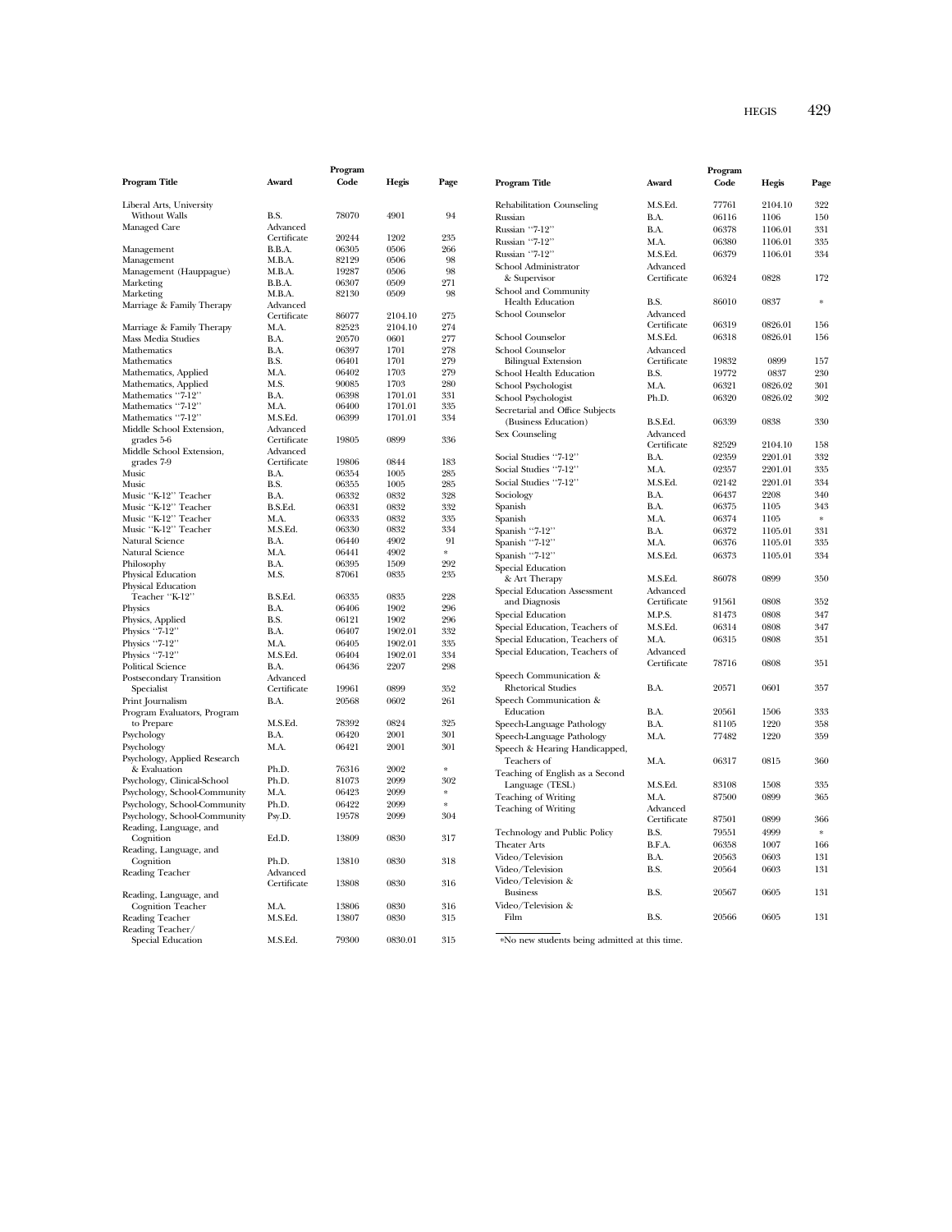| Program Title | Award | Program Code | Hegis | Page |
|---|---|---|---|---|
| Liberal Arts, University Without Walls | B.S. | 78070 | 4901 | 94 |
| Managed Care | Advanced Certificate | 20244 | 1202 | 235 |
| Management | B.B.A. | 06305 | 0506 | 266 |
| Management | M.B.A. | 82129 | 0506 | 98 |
| Management (Hauppague) | M.B.A. | 19287 | 0506 | 98 |
| Marketing | B.B.A. | 06307 | 0509 | 271 |
| Marketing | M.B.A. | 82130 | 0509 | 98 |
| Marriage & Family Therapy | Advanced Certificate | 86077 | 2104.10 | 275 |
| Marriage & Family Therapy | M.A. | 82523 | 2104.10 | 274 |
| Mass Media Studies | B.A. | 20570 | 0601 | 277 |
| Mathematics | B.A. | 06397 | 1701 | 278 |
| Mathematics | B.S. | 06401 | 1701 | 279 |
| Mathematics, Applied | M.A. | 06402 | 1703 | 279 |
| Mathematics, Applied | M.S. | 90085 | 1703 | 280 |
| Mathematics "7-12" | B.A. | 06398 | 1701.01 | 331 |
| Mathematics "7-12" | M.A. | 06400 | 1701.01 | 335 |
| Mathematics "7-12" | M.S.Ed. | 06399 | 1701.01 | 334 |
| Middle School Extension, grades 5-6 | Advanced Certificate | 19805 | 0899 | 336 |
| Middle School Extension, grades 7-9 | Advanced Certificate | 19806 | 0844 | 183 |
| Music | B.A. | 06354 | 1005 | 285 |
| Music | B.S. | 06355 | 1005 | 285 |
| Music "K-12" Teacher | B.A. | 06332 | 0832 | 328 |
| Music "K-12" Teacher | B.S.Ed. | 06331 | 0832 | 332 |
| Music "K-12" Teacher | M.A. | 06333 | 0832 | 335 |
| Music "K-12" Teacher | M.S.Ed. | 06330 | 0832 | 334 |
| Natural Science | B.A. | 06440 | 4902 | 91 |
| Natural Science | M.A. | 06441 | 4902 | * |
| Philosophy | B.A. | 06395 | 1509 | 292 |
| Physical Education | M.S. | 87061 | 0835 | 235 |
| Physical Education Teacher "K-12" | B.S.Ed. | 06335 | 0835 | 228 |
| Physics | B.A. | 06406 | 1902 | 296 |
| Physics, Applied | B.S. | 06121 | 1902 | 296 |
| Physics "7-12" | B.A. | 06407 | 1902.01 | 332 |
| Physics "7-12" | M.A. | 06405 | 1902.01 | 335 |
| Physics "7-12" | M.S.Ed. | 06404 | 1902.01 | 334 |
| Political Science | B.A. | 06436 | 2207 | 298 |
| Postsecondary Transition Specialist | Advanced Certificate | 19961 | 0899 | 352 |
| Print Journalism | B.A. | 20568 | 0602 | 261 |
| Program Evaluators, Program to Prepare | M.S.Ed. | 78392 | 0824 | 325 |
| Psychology | B.A. | 06420 | 2001 | 301 |
| Psychology | M.A. | 06421 | 2001 | 301 |
| Psychology, Applied Research & Evaluation | Ph.D. | 76316 | 2002 | * |
| Psychology, Clinical-School | Ph.D. | 81073 | 2099 | 302 |
| Psychology, School-Community | M.A. | 06423 | 2099 | * |
| Psychology, School-Community | Ph.D. | 06422 | 2099 | * |
| Psychology, School-Community | Psy.D. | 19578 | 2099 | 304 |
| Reading, Language, and Cognition | Ed.D. | 13809 | 0830 | 317 |
| Reading, Language, and Cognition | Ph.D. | 13810 | 0830 | 318 |
| Reading Teacher | Advanced Certificate | 13808 | 0830 | 316 |
| Reading, Language, and Cognition Teacher | M.A. | 13806 | 0830 | 316 |
| Reading Teacher | M.S.Ed. | 13807 | 0830 | 315 |
| Reading Teacher/ Special Education | M.S.Ed. | 79300 | 0830.01 | 315 |
| Rehabilitation Counseling | M.S.Ed. | 77761 | 2104.10 | 322 |
| Russian | B.A. | 06116 | 1106 | 150 |
| Russian "7-12" | B.A. | 06378 | 1106.01 | 331 |
| Russian "7-12" | M.A. | 06380 | 1106.01 | 335 |
| Russian "7-12" | M.S.Ed. | 06379 | 1106.01 | 334 |
| School Administrator & Supervisor | Advanced Certificate | 06324 | 0828 | 172 |
| School and Community Health Education | B.S. | 86010 | 0837 | * |
| School Counselor | Advanced Certificate | 06319 | 0826.01 | 156 |
| School Counselor | M.S.Ed. | 06318 | 0826.01 | 156 |
| School Counselor Bilingual Extension | Advanced Certificate | 19832 | 0899 | 157 |
| School Health Education | B.S. | 19772 | 0837 | 230 |
| School Psychologist | M.A. | 06321 | 0826.02 | 301 |
| School Psychologist | Ph.D. | 06320 | 0826.02 | 302 |
| Secretarial and Office Subjects (Business Education) | B.S.Ed. | 06339 | 0838 | 330 |
| Sex Counseling | Advanced Certificate | 82529 | 2104.10 | 158 |
| Social Studies "7-12" | B.A. | 02359 | 2201.01 | 332 |
| Social Studies "7-12" | M.A. | 02357 | 2201.01 | 335 |
| Social Studies "7-12" | M.S.Ed. | 02142 | 2201.01 | 334 |
| Sociology | B.A. | 06437 | 2208 | 340 |
| Spanish | B.A. | 06375 | 1105 | 343 |
| Spanish | M.A. | 06374 | 1105 | * |
| Spanish "7-12" | B.A. | 06372 | 1105.01 | 331 |
| Spanish "7-12" | M.A. | 06376 | 1105.01 | 335 |
| Spanish "7-12" | M.S.Ed. | 06373 | 1105.01 | 334 |
| Special Education & Art Therapy | M.S.Ed. | 86078 | 0899 | 350 |
| Special Education Assessment and Diagnosis | Advanced Certificate | 91561 | 0808 | 352 |
| Special Education | M.P.S. | 81473 | 0808 | 347 |
| Special Education, Teachers of | M.S.Ed. | 06314 | 0808 | 347 |
| Special Education, Teachers of | M.A. | 06315 | 0808 | 351 |
| Special Education, Teachers of | Advanced Certificate | 78716 | 0808 | 351 |
| Speech Communication & Rhetorical Studies | B.A. | 20571 | 0601 | 357 |
| Speech Communication & Education | B.A. | 20561 | 1506 | 333 |
| Speech-Language Pathology | B.A. | 81105 | 1220 | 358 |
| Speech-Language Pathology | M.A. | 77482 | 1220 | 359 |
| Speech & Hearing Handicapped, Teachers of | M.A. | 06317 | 0815 | 360 |
| Teaching of English as a Second Language (TESL) | M.S.Ed. | 83108 | 1508 | 335 |
| Teaching of Writing | M.A. | 87500 | 0899 | 365 |
| Teaching of Writing | Advanced Certificate | 87501 | 0899 | 366 |
| Technology and Public Policy | B.S. | 79551 | 4999 | * |
| Theater Arts | B.F.A. | 06358 | 1007 | 166 |
| Video/Television | B.A. | 20563 | 0603 | 131 |
| Video/Television | B.S. | 20564 | 0603 | 131 |
| Video/Television & Business | B.S. | 20567 | 0605 | 131 |
| Video/Television & Film | B.S. | 20566 | 0605 | 131 |

*No new students being admitted at this time.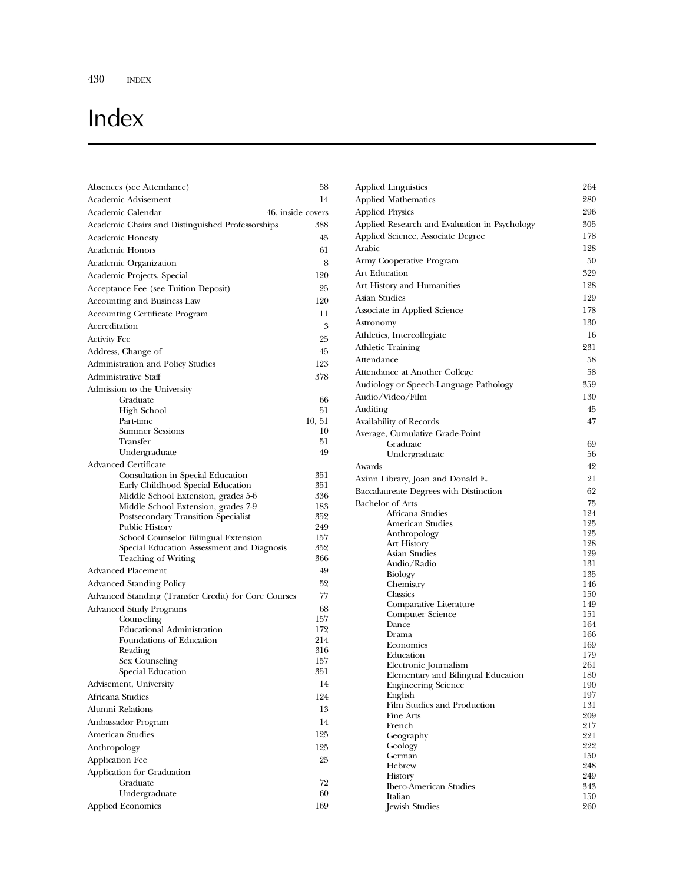# Index

| Entry | Page |
|---|---|
| Absences (see Attendance) | 58 |
| Academic Advisement | 14 |
| Academic Calendar | 46, inside covers |
| Academic Chairs and Distinguished Professorships | 388 |
| Academic Honesty | 45 |
| Academic Honors | 61 |
| Academic Organization | 8 |
| Academic Projects, Special | 120 |
| Acceptance Fee (see Tuition Deposit) | 25 |
| Accounting and Business Law | 120 |
| Accounting Certificate Program | 11 |
| Accreditation | 3 |
| Activity Fee | 25 |
| Address, Change of | 45 |
| Administration and Policy Studies | 123 |
| Administrative Staff | 378 |
| Admission to the University | |
| Graduate | 66 |
| High School | 51 |
| Part-time | 10, 51 |
| Summer Sessions | 10 |
| Transfer | 51 |
| Undergraduate | 49 |
| Advanced Certificate | |
| Consultation in Special Education | 351 |
| Early Childhood Special Education | 351 |
| Middle School Extension, grades 5-6 | 336 |
| Middle School Extension, grades 7-9 | 183 |
| Postsecondary Transition Specialist | 352 |
| Public History | 249 |
| School Counselor Bilingual Extension | 157 |
| Special Education Assessment and Diagnosis | 352 |
| Teaching of Writing | 366 |
| Advanced Placement | 49 |
| Advanced Standing Policy | 52 |
| Advanced Standing (Transfer Credit) for Core Courses | 77 |
| Advanced Study Programs | 68 |
| Counseling | 157 |
| Educational Administration | 172 |
| Foundations of Education | 214 |
| Reading | 316 |
| Sex Counseling | 157 |
| Special Education | 351 |
| Advisement, University | 14 |
| Africana Studies | 124 |
| Alumni Relations | 13 |
| Ambassador Program | 14 |
| American Studies | 125 |
| Anthropology | 125 |
| Application Fee | 25 |
| Application for Graduation | |
| Graduate | 72 |
| Undergraduate | 60 |
| Applied Economics | 169 |
| Applied Linguistics | 264 |
| Applied Mathematics | 280 |
| Applied Physics | 296 |
| Applied Research and Evaluation in Psychology | 305 |
| Applied Science, Associate Degree | 178 |
| Arabic | 128 |
| Army Cooperative Program | 50 |
| Art Education | 329 |
| Art History and Humanities | 128 |
| Asian Studies | 129 |
| Associate in Applied Science | 178 |
| Astronomy | 130 |
| Athletics, Intercollegiate | 16 |
| Athletic Training | 231 |
| Attendance | 58 |
| Attendance at Another College | 58 |
| Audiology or Speech-Language Pathology | 359 |
| Audio/Video/Film | 130 |
| Auditing | 45 |
| Availability of Records | 47 |
| Average, Cumulative Grade-Point | |
| Graduate | 69 |
| Undergraduate | 56 |
| Awards | 42 |
| Axinn Library, Joan and Donald E. | 21 |
| Baccalaureate Degrees with Distinction | 62 |
| Bachelor of Arts | 75 |
| Africana Studies | 124 |
| American Studies | 125 |
| Anthropology | 125 |
| Art History | 128 |
| Asian Studies | 129 |
| Audio/Radio | 131 |
| Biology | 135 |
| Chemistry | 146 |
| Classics | 150 |
| Comparative Literature | 149 |
| Computer Science | 151 |
| Dance | 164 |
| Drama | 166 |
| Economics | 169 |
| Education | 179 |
| Electronic Journalism | 261 |
| Elementary and Bilingual Education | 180 |
| Engineering Science | 190 |
| English | 197 |
| Film Studies and Production | 131 |
| Fine Arts | 209 |
| French | 217 |
| Geography | 221 |
| Geology | 222 |
| German | 150 |
| Hebrew | 248 |
| History | 249 |
| Ibero-American Studies | 343 |
| Italian | 150 |
| Jewish Studies | 260 |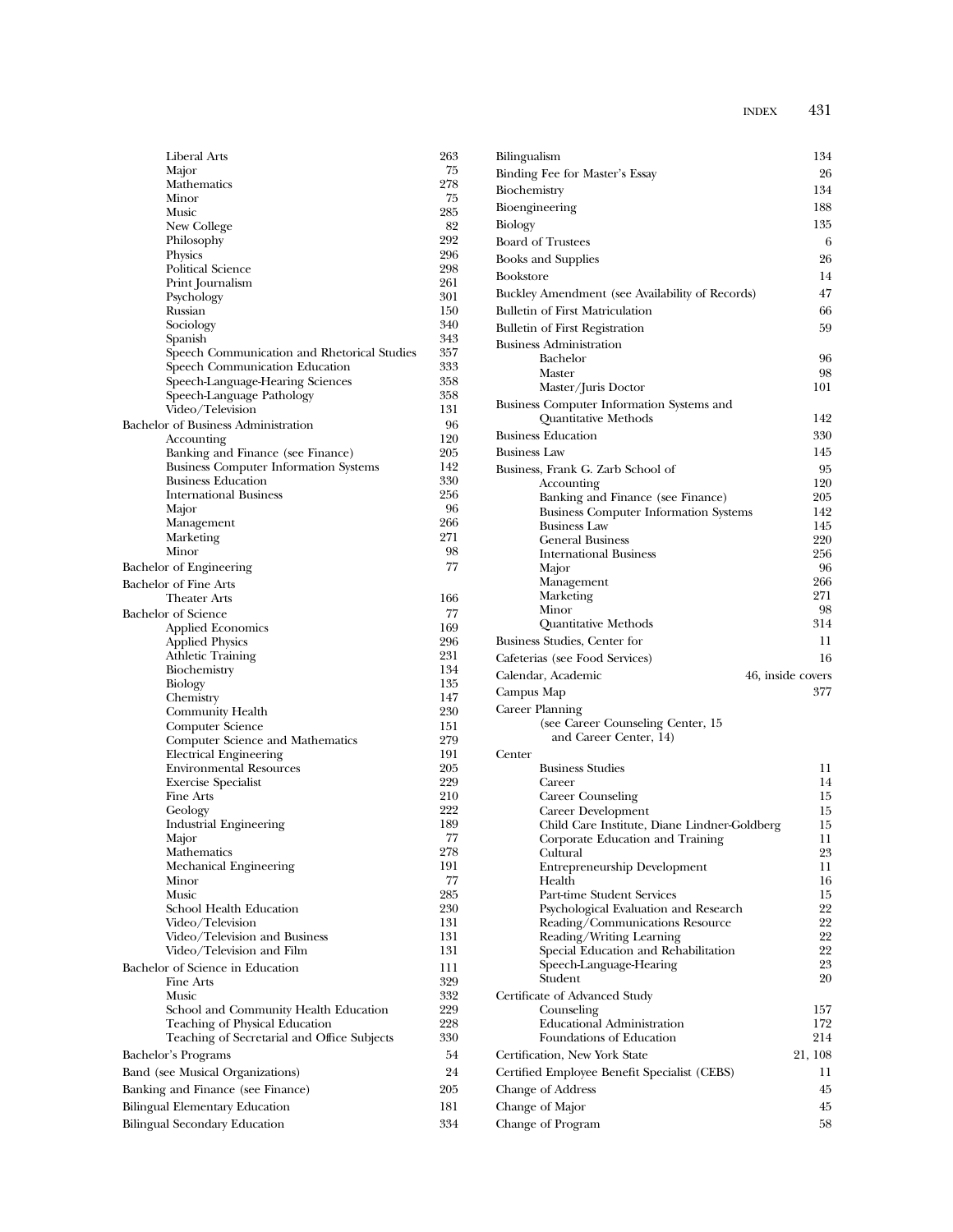Liberal Arts 263
Major 75
Mathematics 278
Minor 75
Music 285
New College 82
Philosophy 292
Physics 296
Political Science 298
Print Journalism 261
Psychology 301
Russian 150
Sociology 340
Spanish 343
Speech Communication and Rhetorical Studies 357
Speech Communication Education 333
Speech-Language-Hearing Sciences 358
Speech-Language Pathology 358
Video/Television 131

Bachelor of Business Administration 96
- Accounting 120
- Banking and Finance (see Finance) 205
- Business Computer Information Systems 142
- Business Education 330
- International Business 256
- Major 96
- Management 266
- Marketing 271
- Minor 98

Bachelor of Engineering 77

Bachelor of Fine Arts
- Theater Arts 166

Bachelor of Science 77
- Applied Economics 169
- Applied Physics 296
- Athletic Training 231
- Biochemistry 134
- Biology 135
- Chemistry 147
- Community Health 230
- Computer Science 151
- Computer Science and Mathematics 279
- Electrical Engineering 191
- Environmental Resources 205
- Exercise Specialist 229
- Fine Arts 210
- Geology 222
- Industrial Engineering 189
- Major 77
- Mathematics 278
- Mechanical Engineering 191
- Minor 77
- Music 285
- School Health Education 230
- Video/Television 131
- Video/Television and Business 131
- Video/Television and Film 131

Bachelor of Science in Education 111
- Fine Arts 329
- Music 332
- School and Community Health Education 229
- Teaching of Physical Education 228
- Teaching of Secretarial and Office Subjects 330

Bachelor's Programs 54

Band (see Musical Organizations) 24

Banking and Finance (see Finance) 205

Bilingual Elementary Education 181

Bilingual Secondary Education 334

Bilingualism 134

Binding Fee for Master's Essay 26

Biochemistry 134

Bioengineering 188

Biology 135

Board of Trustees 6

Books and Supplies 26

Bookstore 14

Buckley Amendment (see Availability of Records) 47

Bulletin of First Matriculation 66

Bulletin of First Registration 59

Business Administration
- Bachelor 96
- Master 98
- Master/Juris Doctor 101

Business Computer Information Systems and Quantitative Methods 142

Business Education 330

Business Law 145

Business, Frank G. Zarb School of 95
- Accounting 120
- Banking and Finance (see Finance) 205
- Business Computer Information Systems 142
- Business Law 145
- General Business 220
- International Business 256
- Major 96
- Management 266
- Marketing 271
- Minor 98
- Quantitative Methods 314

Business Studies, Center for 11

Cafeterias (see Food Services) 16

Calendar, Academic 46, inside covers

Campus Map 377

Career Planning
- (see Career Counseling Center, 15 and Career Center, 14)

Center
- Business Studies 11
- Career 14
- Career Counseling 15
- Career Development 15
- Child Care Institute, Diane Lindner-Goldberg 15
- Corporate Education and Training 11
- Cultural 23
- Entrepreneurship Development 11
- Health 16
- Part-time Student Services 15
- Psychological Evaluation and Research 22
- Reading/Communications Resource 22
- Reading/Writing Learning 22
- Special Education and Rehabilitation 22
- Speech-Language-Hearing 23
- Student 20

Certificate of Advanced Study
- Counseling 157
- Educational Administration 172
- Foundations of Education 214

Certification, New York State 21, 108

Certified Employee Benefit Specialist (CEBS) 11

Change of Address 45

Change of Major 45

Change of Program 58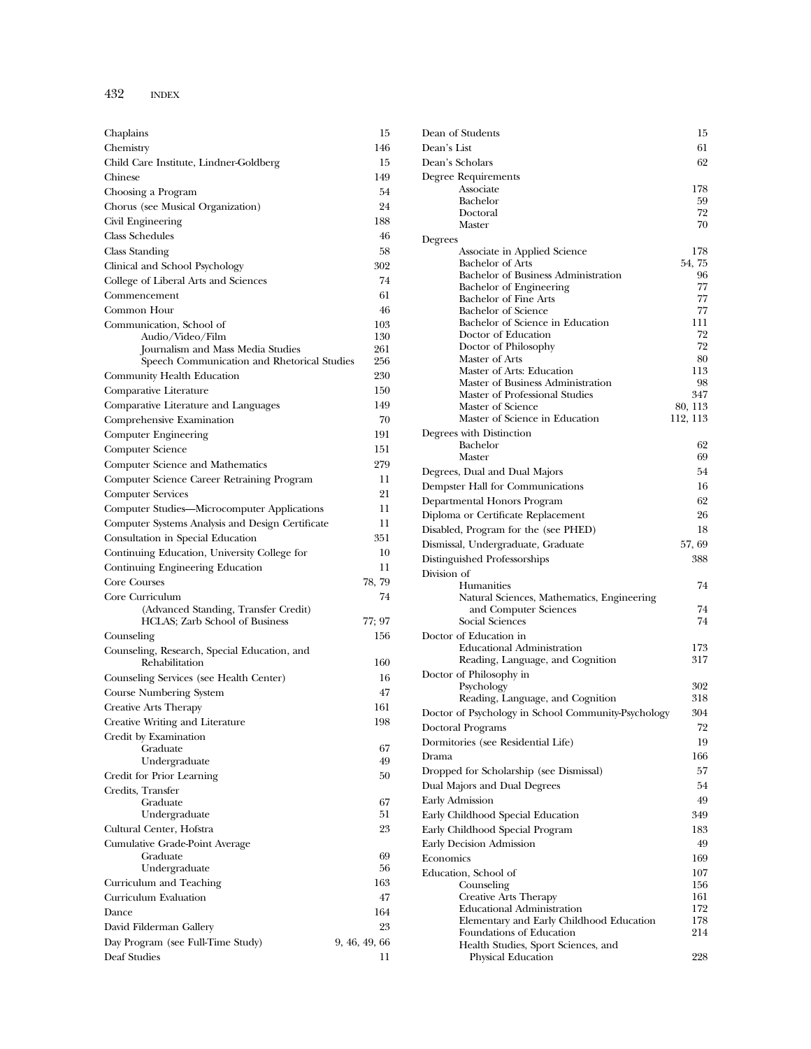| Entry | Page |
|---|---|
| Chaplains | 15 |
| Chemistry | 146 |
| Child Care Institute, Lindner-Goldberg | 15 |
| Chinese | 149 |
| Choosing a Program | 54 |
| Chorus (see Musical Organization) | 24 |
| Civil Engineering | 188 |
| Class Schedules | 46 |
| Class Standing | 58 |
| Clinical and School Psychology | 302 |
| College of Liberal Arts and Sciences | 74 |
| Commencement | 61 |
| Common Hour | 46 |
| Communication, School of | 103 |
| Audio/Video/Film | 130 |
| Journalism and Mass Media Studies | 261 |
| Speech Communication and Rhetorical Studies | 256 |
| Community Health Education | 230 |
| Comparative Literature | 150 |
| Comparative Literature and Languages | 149 |
| Comprehensive Examination | 70 |
| Computer Engineering | 191 |
| Computer Science | 151 |
| Computer Science and Mathematics | 279 |
| Computer Science Career Retraining Program | 11 |
| Computer Services | 21 |
| Computer Studies—Microcomputer Applications | 11 |
| Computer Systems Analysis and Design Certificate | 11 |
| Consultation in Special Education | 351 |
| Continuing Education, University College for | 10 |
| Continuing Engineering Education | 11 |
| Core Courses | 78, 79 |
| Core Curriculum | 74 |
| (Advanced Standing, Transfer Credit) | |
| HCLAS; Zarb School of Business | 77; 97 |
| Counseling | 156 |
| Counseling, Research, Special Education, and Rehabilitation | 160 |
| Counseling Services (see Health Center) | 16 |
| Course Numbering System | 47 |
| Creative Arts Therapy | 161 |
| Creative Writing and Literature | 198 |
| Credit by Examination | |
| Graduate | 67 |
| Undergraduate | 49 |
| Credit for Prior Learning | 50 |
| Credits, Transfer | |
| Graduate | 67 |
| Undergraduate | 51 |
| Cultural Center, Hofstra | 23 |
| Cumulative Grade-Point Average | |
| Graduate | 69 |
| Undergraduate | 56 |
| Curriculum and Teaching | 163 |
| Curriculum Evaluation | 47 |
| Dance | 164 |
| David Filderman Gallery | 23 |
| Day Program (see Full-Time Study) | 9, 46, 49, 66 |
| Deaf Studies | 11 |
| Dean of Students | 15 |
| Dean's List | 61 |
| Dean's Scholars | 62 |
| Degree Requirements | |
| Associate | 178 |
| Bachelor | 59 |
| Doctoral | 72 |
| Master | 70 |
| Degrees | |
| Associate in Applied Science | 178 |
| Bachelor of Arts | 54, 75 |
| Bachelor of Business Administration | 96 |
| Bachelor of Engineering | 77 |
| Bachelor of Fine Arts | 77 |
| Bachelor of Science | 77 |
| Bachelor of Science in Education | 111 |
| Doctor of Education | 72 |
| Doctor of Philosophy | 72 |
| Master of Arts | 80 |
| Master of Arts: Education | 113 |
| Master of Business Administration | 98 |
| Master of Professional Studies | 347 |
| Master of Science | 80, 113 |
| Master of Science in Education | 112, 113 |
| Degrees with Distinction | |
| Bachelor | 62 |
| Master | 69 |
| Degrees, Dual and Dual Majors | 54 |
| Dempster Hall for Communications | 16 |
| Departmental Honors Program | 62 |
| Diploma or Certificate Replacement | 26 |
| Disabled, Program for the (see PHED) | 18 |
| Dismissal, Undergraduate, Graduate | 57, 69 |
| Distinguished Professorships | 388 |
| Division of | |
| Humanities | 74 |
| Natural Sciences, Mathematics, Engineering and Computer Sciences | 74 |
| Social Sciences | 74 |
| Doctor of Education in | |
| Educational Administration | 173 |
| Reading, Language, and Cognition | 317 |
| Doctor of Philosophy in | |
| Psychology | 302 |
| Reading, Language, and Cognition | 318 |
| Doctor of Psychology in School Community-Psychology | 304 |
| Doctoral Programs | 72 |
| Dormitories (see Residential Life) | 19 |
| Drama | 166 |
| Dropped for Scholarship (see Dismissal) | 57 |
| Dual Majors and Dual Degrees | 54 |
| Early Admission | 49 |
| Early Childhood Special Education | 349 |
| Early Childhood Special Program | 183 |
| Early Decision Admission | 49 |
| Economics | 169 |
| Education, School of | 107 |
| Counseling | 156 |
| Creative Arts Therapy | 161 |
| Educational Administration | 172 |
| Elementary and Early Childhood Education | 178 |
| Foundations of Education | 214 |
| Health Studies, Sport Sciences, and Physical Education | 228 |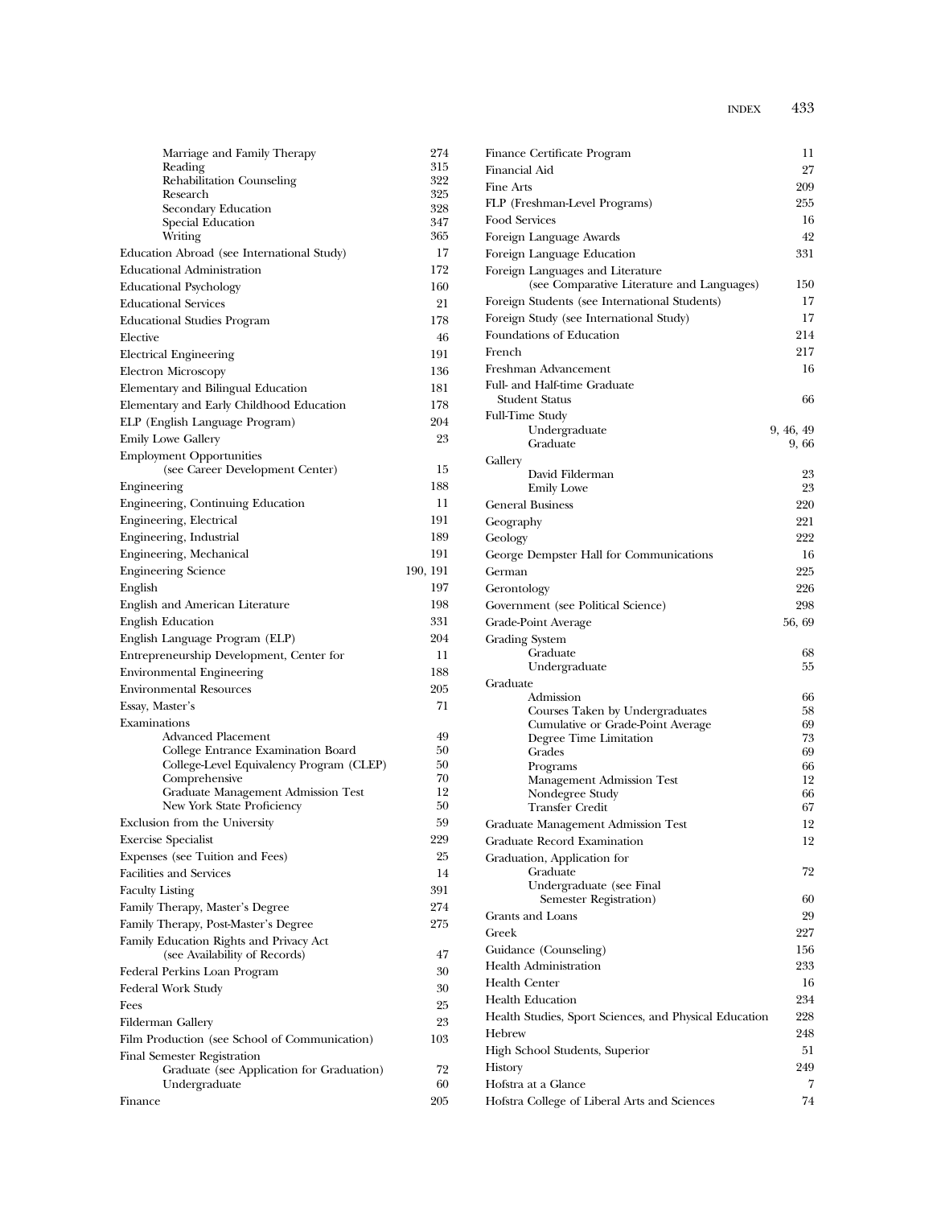Marriage and Family Therapy 274
Reading 315
Rehabilitation Counseling 322
Research 325
Secondary Education 328
Special Education 347
Writing 365

Education Abroad (see International Study) 17

Educational Administration 172

Educational Psychology 160

Educational Services 21

Educational Studies Program 178

Elective 46

Electrical Engineering 191

Electron Microscopy 136

Elementary and Bilingual Education 181

Elementary and Early Childhood Education 178

ELP (English Language Program) 204

Emily Lowe Gallery 23

Employment Opportunities
(see Career Development Center) 15

Engineering 188

Engineering, Continuing Education 11

Engineering, Electrical 191

Engineering, Industrial 189

Engineering, Mechanical 191

Engineering Science 190, 191

English 197

English and American Literature 198

English Education 331

English Language Program (ELP) 204

Entrepreneurship Development, Center for 11

Environmental Engineering 188

Environmental Resources 205

Essay, Master's 71

Examinations
Advanced Placement 49
College Entrance Examination Board 50
College-Level Equivalency Program (CLEP) 50
Comprehensive 70
Graduate Management Admission Test 12
New York State Proficiency 50

Exclusion from the University 59

Exercise Specialist 229

Expenses (see Tuition and Fees) 25

Facilities and Services 14

Faculty Listing 391

Family Therapy, Master's Degree 274

Family Therapy, Post-Master's Degree 275

Family Education Rights and Privacy Act
(see Availability of Records) 47

Federal Perkins Loan Program 30

Federal Work Study 30

Fees 25

Filderman Gallery 23

Film Production (see School of Communication) 103

Final Semester Registration
Graduate (see Application for Graduation) 72
Undergraduate 60

Finance 205

Finance Certificate Program 11

Financial Aid 27

Fine Arts 209

FLP (Freshman-Level Programs) 255

Food Services 16

Foreign Language Awards 42

Foreign Language Education 331

Foreign Languages and Literature
(see Comparative Literature and Languages) 150

Foreign Students (see International Students) 17

Foreign Study (see International Study) 17

Foundations of Education 214

French 217

Freshman Advancement 16

Full- and Half-time Graduate
Student Status 66

Full-Time Study
Undergraduate 9, 46, 49
Graduate 9, 66

Gallery
David Filderman 23
Emily Lowe 23

General Business 220

Geography 221

Geology 222

George Dempster Hall for Communications 16

German 225

Gerontology 226

Government (see Political Science) 298

Grade-Point Average 56, 69

Grading System
Graduate 68
Undergraduate 55

Graduate
Admission 66
Courses Taken by Undergraduates 58
Cumulative or Grade-Point Average 69
Degree Time Limitation 73
Grades 69
Programs 66
Management Admission Test 12
Nondegree Study 66
Transfer Credit 67

Graduate Management Admission Test 12

Graduate Record Examination 12

Graduation, Application for
Graduate 72
Undergraduate (see Final
Semester Registration) 60

Grants and Loans 29

Greek 227

Guidance (Counseling) 156

Health Administration 233

Health Center 16

Health Education 234

Health Studies, Sport Sciences, and Physical Education 228

Hebrew 248

High School Students, Superior 51

History 249

Hofstra at a Glance 7

Hofstra College of Liberal Arts and Sciences 74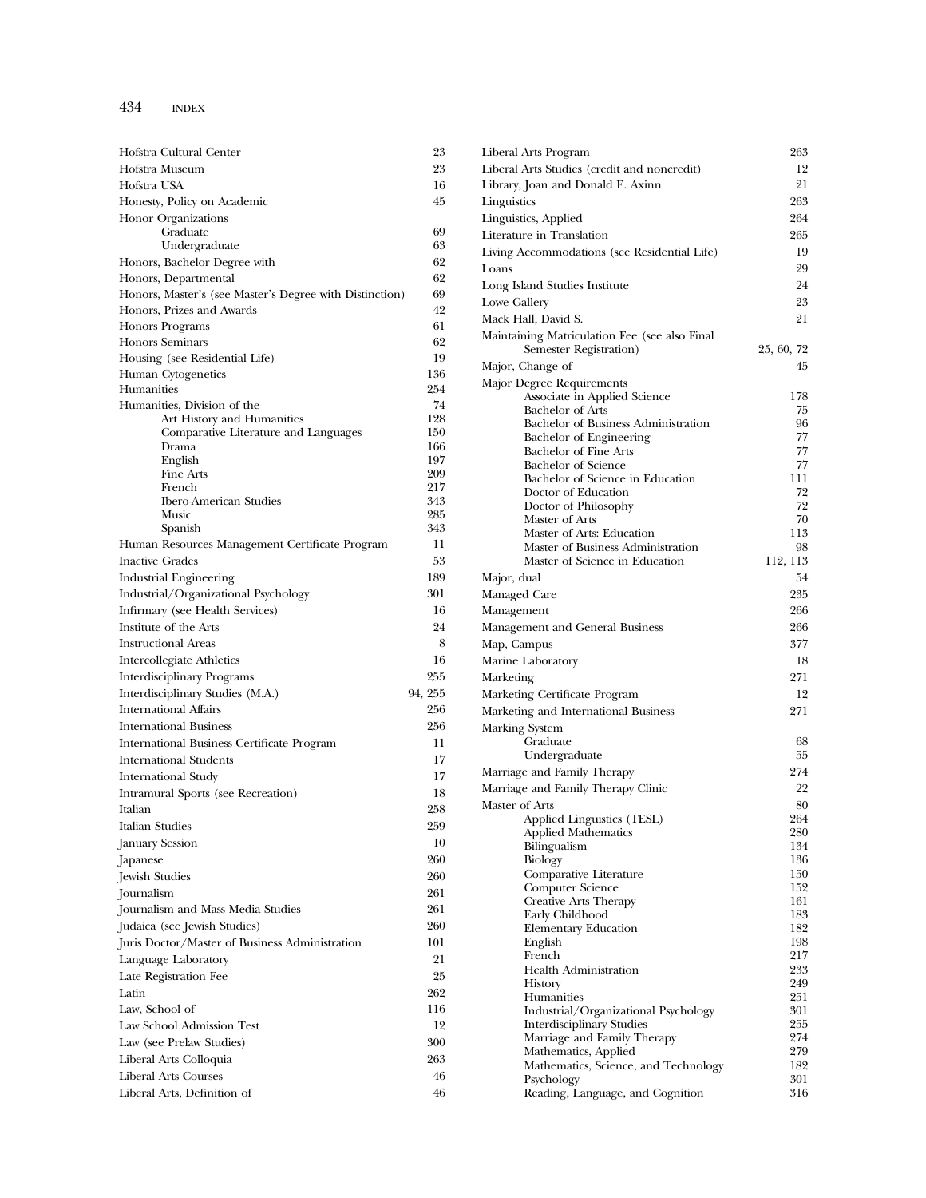Hofstra Cultural Center 23
Hofstra Museum 23
Hofstra USA 16
Honesty, Policy on Academic 45
Honor Organizations
  Graduate 69
  Undergraduate 63
Honors, Bachelor Degree with 62
Honors, Departmental 62
Honors, Master's (see Master's Degree with Distinction) 69
Honors, Prizes and Awards 42
Honors Programs 61
Honors Seminars 62
Housing (see Residential Life) 19
Human Cytogenetics 136
Humanities 254
Humanities, Division of the 74
  Art History and Humanities 128
  Comparative Literature and Languages 150
  Drama 166
  English 197
  Fine Arts 209
  French 217
  Ibero-American Studies 343
  Music 285
  Spanish 343
Human Resources Management Certificate Program 11
Inactive Grades 53
Industrial Engineering 189
Industrial/Organizational Psychology 301
Infirmary (see Health Services) 16
Institute of the Arts 24
Instructional Areas 8
Intercollegiate Athletics 16
Interdisciplinary Programs 255
Interdisciplinary Studies (M.A.) 94, 255
International Affairs 256
International Business 256
International Business Certificate Program 11
International Students 17
International Study 17
Intramural Sports (see Recreation) 18
Italian 258
Italian Studies 259
January Session 10
Japanese 260
Jewish Studies 260
Journalism 261
Journalism and Mass Media Studies 261
Judaica (see Jewish Studies) 260
Juris Doctor/Master of Business Administration 101
Language Laboratory 21
Late Registration Fee 25
Latin 262
Law, School of 116
Law School Admission Test 12
Law (see Prelaw Studies) 300
Liberal Arts Colloquia 263
Liberal Arts Courses 46
Liberal Arts, Definition of 46
Liberal Arts Program 263
Liberal Arts Studies (credit and noncredit) 12
Library, Joan and Donald E. Axinn 21
Linguistics 263
Linguistics, Applied 264
Literature in Translation 265
Living Accommodations (see Residential Life) 19
Loans 29
Long Island Studies Institute 24
Lowe Gallery 23
Mack Hall, David S. 21
Maintaining Matriculation Fee (see also Final Semester Registration) 25, 60, 72
Major, Change of 45
Major Degree Requirements
  Associate in Applied Science 178
  Bachelor of Arts 75
  Bachelor of Business Administration 96
  Bachelor of Engineering 77
  Bachelor of Fine Arts 77
  Bachelor of Science 77
  Bachelor of Science in Education 111
  Doctor of Education 72
  Doctor of Philosophy 72
  Master of Arts 70
  Master of Arts: Education 113
  Master of Business Administration 98
  Master of Science in Education 112, 113
Major, dual 54
Managed Care 235
Management 266
Management and General Business 266
Map, Campus 377
Marine Laboratory 18
Marketing 271
Marketing Certificate Program 12
Marketing and International Business 271
Marking System
  Graduate 68
  Undergraduate 55
Marriage and Family Therapy 274
Marriage and Family Therapy Clinic 22
Master of Arts 80
  Applied Linguistics (TESL) 264
  Applied Mathematics 280
  Bilingualism 134
  Biology 136
  Comparative Literature 150
  Computer Science 152
  Creative Arts Therapy 161
  Early Childhood 183
  Elementary Education 182
  English 198
  French 217
  Health Administration 233
  History 249
  Humanities 251
  Industrial/Organizational Psychology 301
  Interdisciplinary Studies 255
  Marriage and Family Therapy 274
  Mathematics, Applied 279
  Mathematics, Science, and Technology 182
  Psychology 301
  Reading, Language, and Cognition 316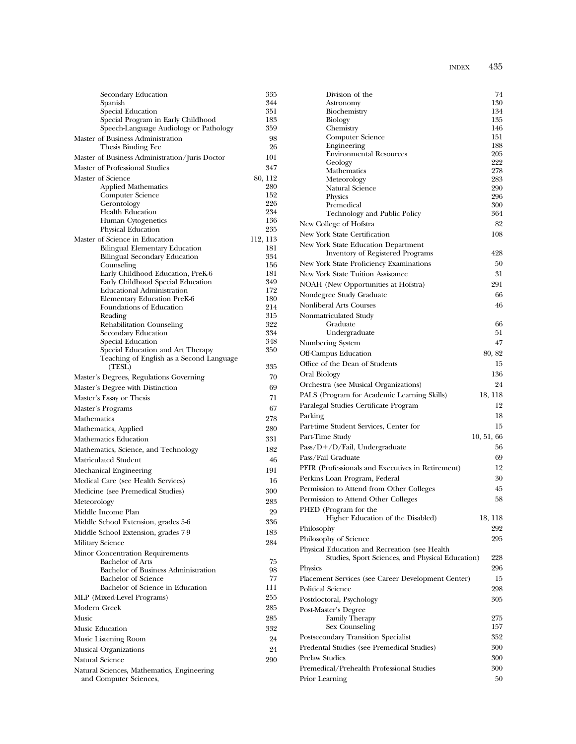Secondary Education 335
Spanish 344
Special Education 351
Special Program in Early Childhood 183
Speech-Language Audiology or Pathology 359

Master of Business Administration 98
Thesis Binding Fee 26

Master of Business Administration/Juris Doctor 101

Master of Professional Studies 347

Master of Science 80, 112
Applied Mathematics 280
Computer Science 152
Gerontology 226
Health Education 234
Human Cytogenetics 136
Physical Education 235

Master of Science in Education 112, 113
Bilingual Elementary Education 181
Bilingual Secondary Education 334
Counseling 156
Early Childhood Education, PreK-6 181
Early Childhood Special Education 349
Educational Administration 172
Elementary Education PreK-6 180
Foundations of Education 214
Reading 315
Rehabilitation Counseling 322
Secondary Education 334
Special Education 348
Special Education and Art Therapy 350
Teaching of English as a Second Language (TESL) 335

Master's Degrees, Regulations Governing 70

Master's Degree with Distinction 69

Master's Essay or Thesis 71

Master's Programs 67

Mathematics 278

Mathematics, Applied 280

Mathematics Education 331

Mathematics, Science, and Technology 182

Matriculated Student 46

Mechanical Engineering 191

Medical Care (see Health Services) 16

Medicine (see Premedical Studies) 300

Meteorology 283

Middle Income Plan 29

Middle School Extension, grades 5-6 336

Middle School Extension, grades 7-9 183

Military Science 284

Minor Concentration Requirements
Bachelor of Arts 75
Bachelor of Business Administration 98
Bachelor of Science 77
Bachelor of Science in Education 111

MLP (Mixed-Level Programs) 255

Modern Greek 285

Music 285

Music Education 332

Music Listening Room 24

Musical Organizations 24

Natural Science 290

Natural Sciences, Mathematics, Engineering and Computer Sciences,
Division of the 74
Astronomy 130
Biochemistry 134
Biology 135
Chemistry 146
Computer Science 151
Engineering 188
Environmental Resources 205
Geology 222
Mathematics 278
Meteorology 283
Natural Science 290
Physics 296
Premedical 300
Technology and Public Policy 364

New College of Hofstra 82

New York State Certification 108

New York State Education Department
Inventory of Registered Programs 428

New York State Proficiency Examinations 50

New York State Tuition Assistance 31

NOAH (New Opportunities at Hofstra) 291

Nondegree Study Graduate 66

Nonliberal Arts Courses 46

Nonmatriculated Study
Graduate 66
Undergraduate 51

Numbering System 47

Off-Campus Education 80, 82

Office of the Dean of Students 15

Oral Biology 136

Orchestra (see Musical Organizations) 24

PALS (Program for Academic Learning Skills) 18, 118

Paralegal Studies Certificate Program 12

Parking 18

Part-time Student Services, Center for 15

Part-Time Study 10, 51, 66

Pass/D+/D/Fail, Undergraduate 56

Pass/Fail Graduate 69

PEIR (Professionals and Executives in Retirement) 12

Perkins Loan Program, Federal 30

Permission to Attend from Other Colleges 45

Permission to Attend Other Colleges 58

PHED (Program for the Higher Education of the Disabled) 18, 118

Philosophy 292

Philosophy of Science 295

Physical Education and Recreation (see Health Studies, Sport Sciences, and Physical Education) 228

Physics 296

Placement Services (see Career Development Center) 15

Political Science 298

Postdoctoral, Psychology 305

Post-Master's Degree
Family Therapy 275
Sex Counseling 157

Postsecondary Transition Specialist 352

Predental Studies (see Premedical Studies) 300

Prelaw Studies 300

Premedical/Prehealth Professional Studies 300

Prior Learning 50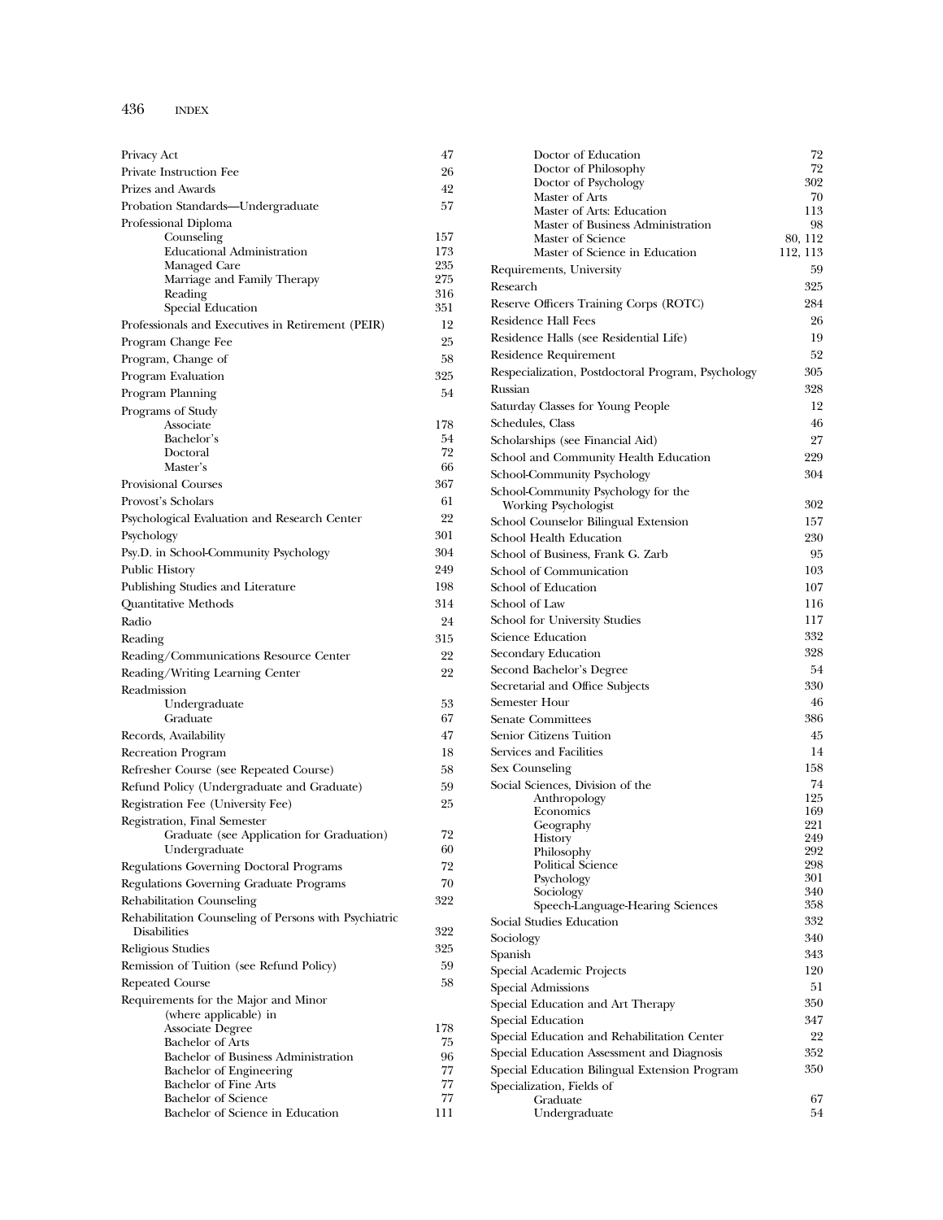Privacy Act 47
Private Instruction Fee 26
Prizes and Awards 42
Probation Standards—Undergraduate 57
Professional Diploma
  Counseling 157
  Educational Administration 173
  Managed Care 235
  Marriage and Family Therapy 275
  Reading 316
  Special Education 351
Professionals and Executives in Retirement (PEIR) 12
Program Change Fee 25
Program, Change of 58
Program Evaluation 325
Program Planning 54
Programs of Study
  Associate 178
  Bachelor's 54
  Doctoral 72
  Master's 66
Provisional Courses 367
Provost's Scholars 61
Psychological Evaluation and Research Center 22
Psychology 301
Psy.D. in School-Community Psychology 304
Public History 249
Publishing Studies and Literature 198
Quantitative Methods 314
Radio 24
Reading 315
Reading/Communications Resource Center 22
Reading/Writing Learning Center 22
Readmission
  Undergraduate 53
  Graduate 67
Records, Availability 47
Recreation Program 18
Refresher Course (see Repeated Course) 58
Refund Policy (Undergraduate and Graduate) 59
Registration Fee (University Fee) 25
Registration, Final Semester
  Graduate (see Application for Graduation) 72
  Undergraduate 60
Regulations Governing Doctoral Programs 72
Regulations Governing Graduate Programs 70
Rehabilitation Counseling 322
Rehabilitation Counseling of Persons with Psychiatric Disabilities 322
Religious Studies 325
Remission of Tuition (see Refund Policy) 59
Repeated Course 58
Requirements for the Major and Minor (where applicable) in
  Associate Degree 178
  Bachelor of Arts 75
  Bachelor of Business Administration 96
  Bachelor of Engineering 77
  Bachelor of Fine Arts 77
  Bachelor of Science 77
  Bachelor of Science in Education 111
  Doctor of Education 72
  Doctor of Philosophy 72
  Doctor of Psychology 302
  Master of Arts 70
  Master of Arts: Education 113
  Master of Business Administration 98
  Master of Science 80, 112
  Master of Science in Education 112, 113
Requirements, University 59
Research 325
Reserve Officers Training Corps (ROTC) 284
Residence Hall Fees 26
Residence Halls (see Residential Life) 19
Residence Requirement 52
Respecialization, Postdoctoral Program, Psychology 305
Russian 328
Saturday Classes for Young People 12
Schedules, Class 46
Scholarships (see Financial Aid) 27
School and Community Health Education 229
School-Community Psychology 304
School-Community Psychology for the Working Psychologist 302
School Counselor Bilingual Extension 157
School Health Education 230
School of Business, Frank G. Zarb 95
School of Communication 103
School of Education 107
School of Law 116
School for University Studies 117
Science Education 332
Secondary Education 328
Second Bachelor's Degree 54
Secretarial and Office Subjects 330
Semester Hour 46
Senate Committees 386
Senior Citizens Tuition 45
Services and Facilities 14
Sex Counseling 158
Social Sciences, Division of the 74
  Anthropology 125
  Economics 169
  Geography 221
  History 249
  Philosophy 292
  Political Science 298
  Psychology 301
  Sociology 340
  Speech-Language-Hearing Sciences 358
Social Studies Education 332
Sociology 340
Spanish 343
Special Academic Projects 120
Special Admissions 51
Special Education and Art Therapy 350
Special Education 347
Special Education and Rehabilitation Center 22
Special Education Assessment and Diagnosis 352
Special Education Bilingual Extension Program 350
Specialization, Fields of
  Graduate 67
  Undergraduate 54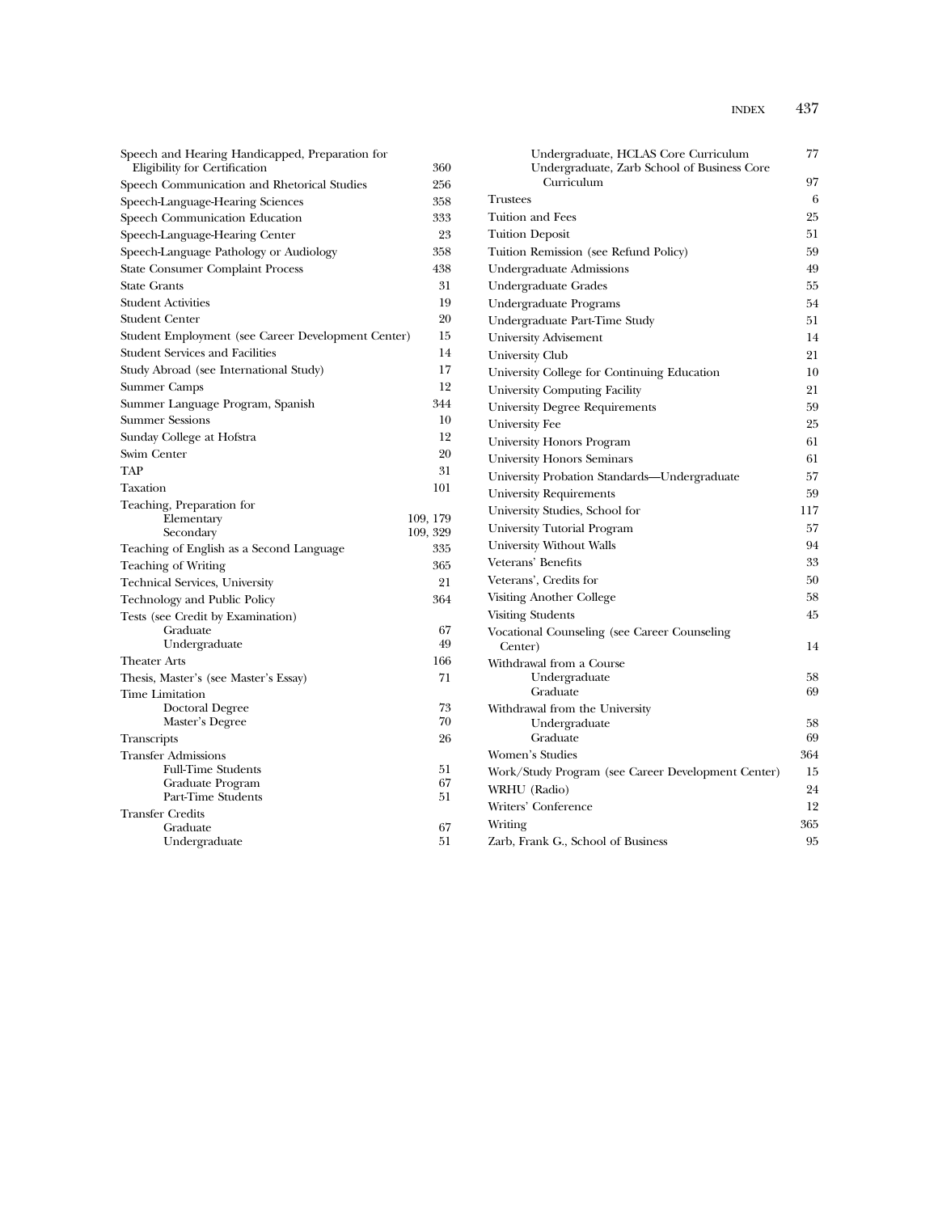Speech and Hearing Handicapped, Preparation for Eligibility for Certification 360
Speech Communication and Rhetorical Studies 256
Speech-Language-Hearing Sciences 358
Speech Communication Education 333
Speech-Language-Hearing Center 23
Speech-Language Pathology or Audiology 358
State Consumer Complaint Process 438
State Grants 31
Student Activities 19
Student Center 20
Student Employment (see Career Development Center) 15
Student Services and Facilities 14
Study Abroad (see International Study) 17
Summer Camps 12
Summer Language Program, Spanish 344
Summer Sessions 10
Sunday College at Hofstra 12
Swim Center 20
TAP 31
Taxation 101
Teaching, Preparation for
- Elementary 109, 179
- Secondary 109, 329

Teaching of English as a Second Language 335
Teaching of Writing 365
Technical Services, University 21
Technology and Public Policy 364
Tests (see Credit by Examination)
- Graduate 67
- Undergraduate 49

Theater Arts 166
Thesis, Master's (see Master's Essay) 71
Time Limitation
- Doctoral Degree 73
- Master's Degree 70

Transcripts 26
Transfer Admissions
- Full-Time Students 51
- Graduate Program 67
- Part-Time Students 51

Transfer Credits
- Graduate 67
- Undergraduate 51
- Undergraduate, HCLAS Core Curriculum 77
- Undergraduate, Zarb School of Business Core Curriculum 97

Trustees 6
Tuition and Fees 25
Tuition Deposit 51
Tuition Remission (see Refund Policy) 59
Undergraduate Admissions 49
Undergraduate Grades 55
Undergraduate Programs 54
Undergraduate Part-Time Study 51
University Advisement 14
University Club 21
University College for Continuing Education 10
University Computing Facility 21
University Degree Requirements 59
University Fee 25
University Honors Program 61
University Honors Seminars 61
University Probation Standards—Undergraduate 57
University Requirements 59
University Studies, School for 117
University Tutorial Program 57
University Without Walls 94
Veterans' Benefits 33
Veterans', Credits for 50
Visiting Another College 58
Visiting Students 45
Vocational Counseling (see Career Counseling Center) 14
Withdrawal from a Course
- Undergraduate 58
- Graduate 69

Withdrawal from the University
- Undergraduate 58
- Graduate 69

Women's Studies 364
Work/Study Program (see Career Development Center) 15
WRHU (Radio) 24
Writers' Conference 12
Writing 365
Zarb, Frank G., School of Business 95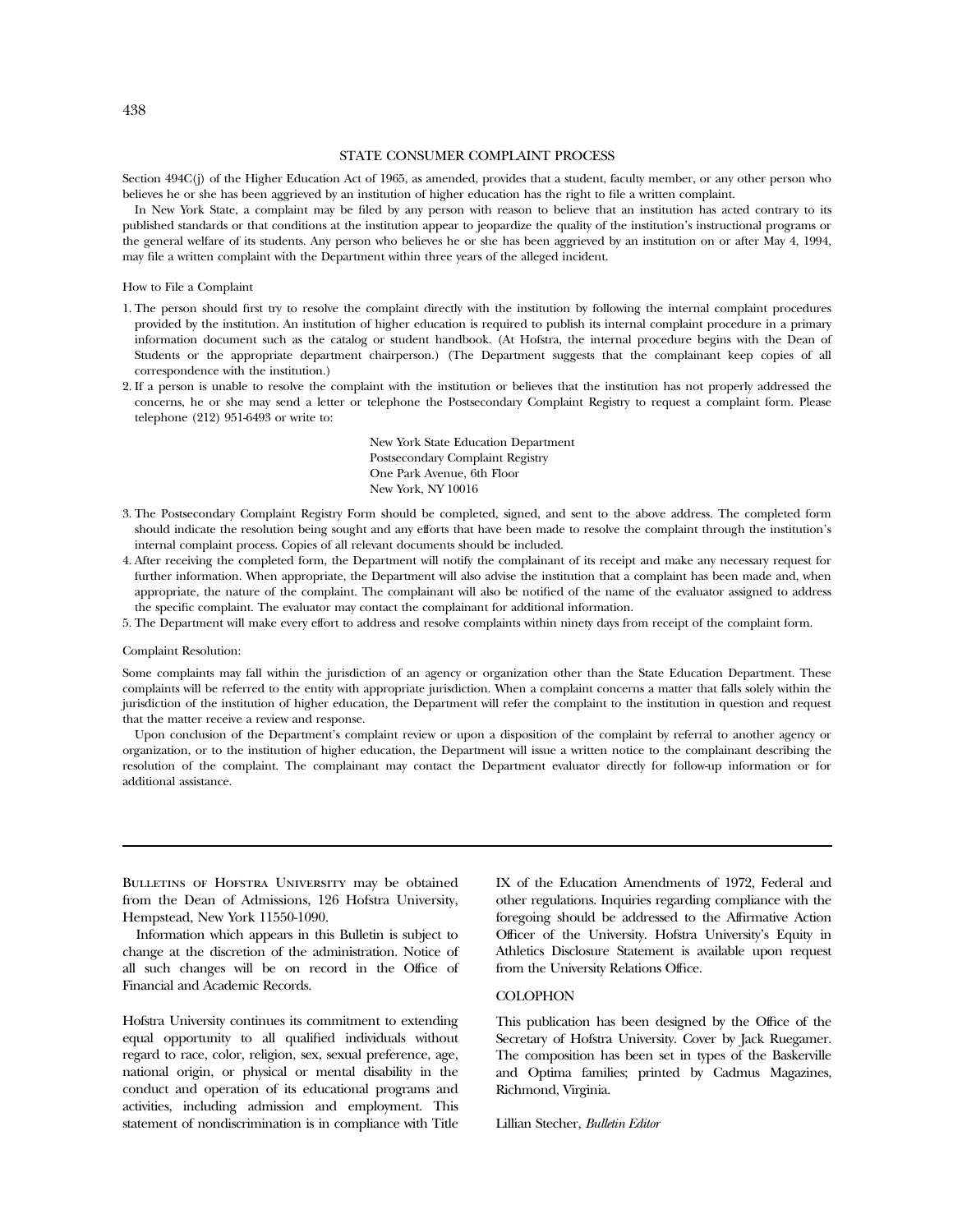## STATE CONSUMER COMPLAINT PROCESS

Section 494C(j) of the Higher Education Act of 1965, as amended, provides that a student, faculty member, or any other person who believes he or she has been aggrieved by an institution of higher education has the right to file a written complaint.

In New York State, a complaint may be filed by any person with reason to believe that an institution has acted contrary to its published standards or that conditions at the institution appear to jeopardize the quality of the institution's instructional programs or the general welfare of its students. Any person who believes he or she has been aggrieved by an institution on or after May 4, 1994, may file a written complaint with the Department within three years of the alleged incident.

How to File a Complaint

1. The person should first try to resolve the complaint directly with the institution by following the internal complaint procedures provided by the institution. An institution of higher education is required to publish its internal complaint procedure in a primary information document such as the catalog or student handbook. (At Hofstra, the internal procedure begins with the Dean of Students or the appropriate department chairperson.) (The Department suggests that the complainant keep copies of all correspondence with the institution.)
2. If a person is unable to resolve the complaint with the institution or believes that the institution has not properly addressed the concerns, he or she may send a letter or telephone the Postsecondary Complaint Registry to request a complaint form. Please telephone (212) 951-6493 or write to:

   New York State Education Department
   Postsecondary Complaint Registry
   One Park Avenue, 6th Floor
   New York, NY 10016

3. The Postsecondary Complaint Registry Form should be completed, signed, and sent to the above address. The completed form should indicate the resolution being sought and any efforts that have been made to resolve the complaint through the institution's internal complaint process. Copies of all relevant documents should be included.
4. After receiving the completed form, the Department will notify the complainant of its receipt and make any necessary request for further information. When appropriate, the Department will also advise the institution that a complaint has been made and, when appropriate, the nature of the complaint. The complainant will also be notified of the name of the evaluator assigned to address the specific complaint. The evaluator may contact the complainant for additional information.
5. The Department will make every effort to address and resolve complaints within ninety days from receipt of the complaint form.

Complaint Resolution:

Some complaints may fall within the jurisdiction of an agency or organization other than the State Education Department. These complaints will be referred to the entity with appropriate jurisdiction. When a complaint concerns a matter that falls solely within the jurisdiction of the institution of higher education, the Department will refer the complaint to the institution in question and request that the matter receive a review and response.

Upon conclusion of the Department's complaint review or upon a disposition of the complaint by referral to another agency or organization, or to the institution of higher education, the Department will issue a written notice to the complainant describing the resolution of the complaint. The complainant may contact the Department evaluator directly for follow-up information or for additional assistance.

---

BULLETINS OF HOFSTRA UNIVERSITY may be obtained from the Dean of Admissions, 126 Hofstra University, Hempstead, New York 11550-1090.

Information which appears in this Bulletin is subject to change at the discretion of the administration. Notice of all such changes will be on record in the Office of Financial and Academic Records.

Hofstra University continues its commitment to extending equal opportunity to all qualified individuals without regard to race, color, religion, sex, sexual preference, age, national origin, or physical or mental disability in the conduct and operation of its educational programs and activities, including admission and employment. This statement of nondiscrimination is in compliance with Title IX of the Education Amendments of 1972, Federal and other regulations. Inquiries regarding compliance with the foregoing should be addressed to the Affirmative Action Officer of the University. Hofstra University's Equity in Athletics Disclosure Statement is available upon request from the University Relations Office.

COLOPHON

This publication has been designed by the Office of the Secretary of Hofstra University. Cover by Jack Ruegamer. The composition has been set in types of the Baskerville and Optima families; printed by Cadmus Magazines, Richmond, Virginia.

Lillian Stecher, *Bulletin Editor*